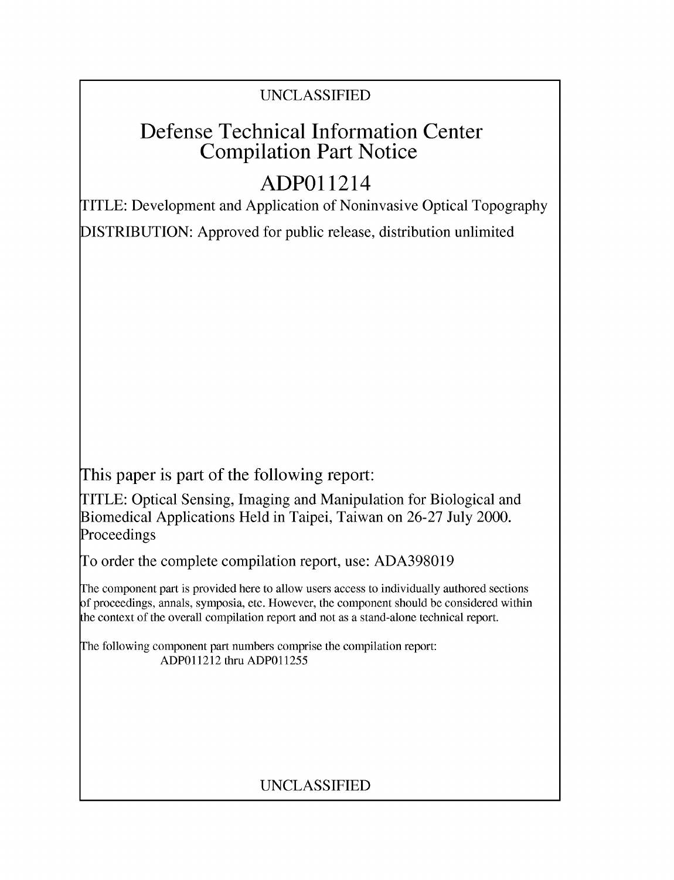UNCLASSIFIED

# Defense Technical Information Center Compilation Part Notice

# ADP011214

TITLE: Development and Application of Noninvasive Optical Topography

DISTRIBUTION: Approved for public release, distribution unlimited

This paper is part of the following report:

TITLE: Optical Sensing, Imaging and Manipulation for Biological and Biomedical Applications Held in Taipei, Taiwan on 26-27 July 2000. Proceedings

To order the complete compilation report, use: ADA398019

The component part is provided here to allow users access to individually authored sections of proceedings, annals, symposia, etc. However, the component should be considered within the context of the overall compilation report and not as a stand-alone technical report.

The following component part numbers comprise the compilation report:
ADP011212 thru ADP011255

UNCLASSIFIED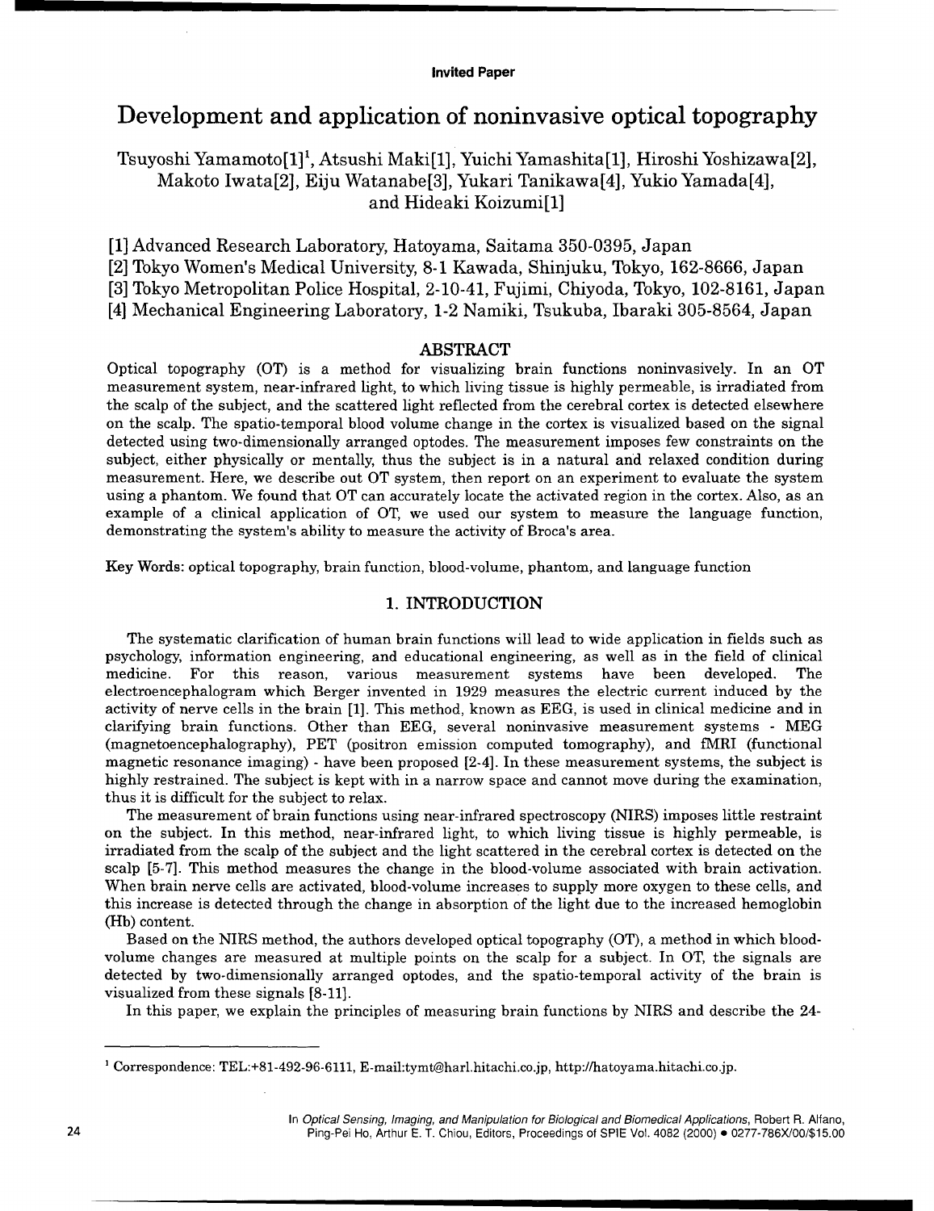**Invited Paper**

# Development and application of noninvasive optical topography

Tsuyoshi Yamamoto[1][1], Atsushi Maki[1], Yuichi Yamashita[1], Hiroshi Yoshizawa[2], Makoto Iwata[2], Eiju Watanabe[3], Yukari Tanikawa[4], Yukio Yamada[4], and Hideaki Koizumi[1]

[1] Advanced Research Laboratory, Hatoyama, Saitama 350-0395, Japan
[2] Tokyo Women's Medical University, 8-1 Kawada, Shinjuku, Tokyo, 162-8666, Japan
[3] Tokyo Metropolitan Police Hospital, 2-10-41, Fujimi, Chiyoda, Tokyo, 102-8161, Japan
[4] Mechanical Engineering Laboratory, 1-2 Namiki, Tsukuba, Ibaraki 305-8564, Japan

## ABSTRACT

Optical topography (OT) is a method for visualizing brain functions noninvasively. In an OT measurement system, near-infrared light, to which living tissue is highly permeable, is irradiated from the scalp of the subject, and the scattered light reflected from the cerebral cortex is detected elsewhere on the scalp. The spatio-temporal blood volume change in the cortex is visualized based on the signal detected using two-dimensionally arranged optodes. The measurement imposes few constraints on the subject, either physically or mentally, thus the subject is in a natural and relaxed condition during measurement. Here, we describe out OT system, then report on an experiment to evaluate the system using a phantom. We found that OT can accurately locate the activated region in the cortex. Also, as an example of a clinical application of OT, we used our system to measure the language function, demonstrating the system's ability to measure the activity of Broca's area.

**Key Words:** optical topography, brain function, blood-volume, phantom, and language function

## 1. INTRODUCTION

The systematic clarification of human brain functions will lead to wide application in fields such as psychology, information engineering, and educational engineering, as well as in the field of clinical medicine. For this reason, various measurement systems have been developed. The electroencephalogram which Berger invented in 1929 measures the electric current induced by the activity of nerve cells in the brain [1]. This method, known as EEG, is used in clinical medicine and in clarifying brain functions. Other than EEG, several noninvasive measurement systems - MEG (magnetoencephalography), PET (positron emission computed tomography), and fMRI (functional magnetic resonance imaging) - have been proposed [2-4]. In these measurement systems, the subject is highly restrained. The subject is kept with in a narrow space and cannot move during the examination, thus it is difficult for the subject to relax.

The measurement of brain functions using near-infrared spectroscopy (NIRS) imposes little restraint on the subject. In this method, near-infrared light, to which living tissue is highly permeable, is irradiated from the scalp of the subject and the light scattered in the cerebral cortex is detected on the scalp [5-7]. This method measures the change in the blood-volume associated with brain activation. When brain nerve cells are activated, blood-volume increases to supply more oxygen to these cells, and this increase is detected through the change in absorption of the light due to the increased hemoglobin (Hb) content.

Based on the NIRS method, the authors developed optical topography (OT), a method in which blood-volume changes are measured at multiple points on the scalp for a subject. In OT, the signals are detected by two-dimensionally arranged optodes, and the spatio-temporal activity of the brain is visualized from these signals [8-11].

In this paper, we explain the principles of measuring brain functions by NIRS and describe the 24-

[1] Correspondence: TEL:+81-492-96-6111, E-mail:tymt@harl.hitachi.co.jp, http://hatoyama.hitachi.co.jp.

In Optical Sensing, Imaging, and Manipulation for Biological and Biomedical Applications, Robert R. Alfano, Ping-Pei Ho, Arthur E. T. Chiou, Editors, Proceedings of SPIE Vol. 4082 (2000) • 0277-786X/00/$15.00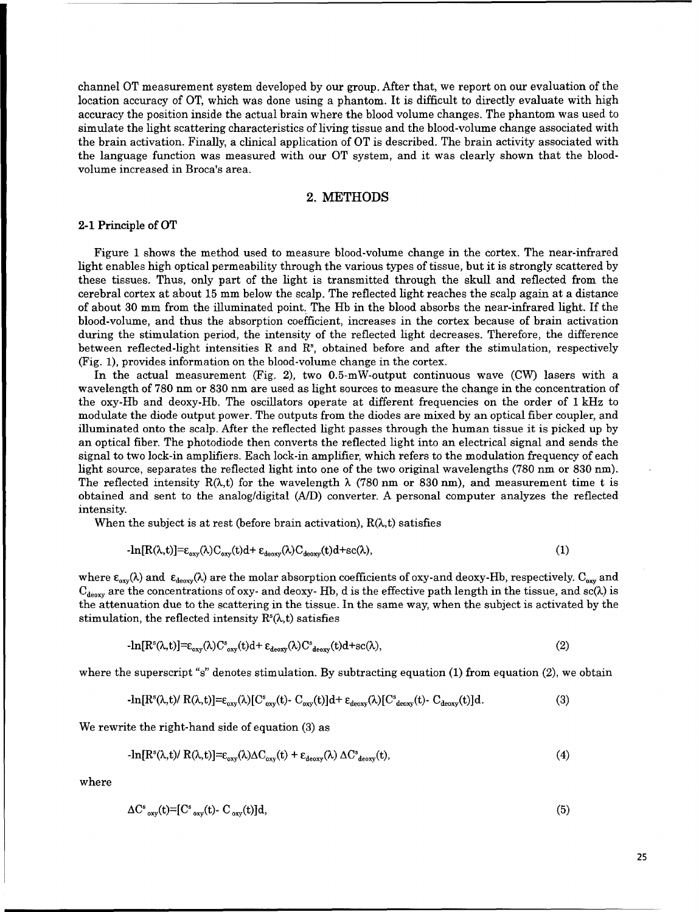channel OT measurement system developed by our group. After that, we report on our evaluation of the location accuracy of OT, which was done using a phantom. It is difficult to directly evaluate with high accuracy the position inside the actual brain where the blood volume changes. The phantom was used to simulate the light scattering characteristics of living tissue and the blood-volume change associated with the brain activation. Finally, a clinical application of OT is described. The brain activity associated with the language function was measured with our OT system, and it was clearly shown that the blood-volume increased in Broca's area.

## 2. METHODS

### 2-1 Principle of OT

Figure 1 shows the method used to measure blood-volume change in the cortex. The near-infrared light enables high optical permeability through the various types of tissue, but it is strongly scattered by these tissues. Thus, only part of the light is transmitted through the skull and reflected from the cerebral cortex at about 15 mm below the scalp. The reflected light reaches the scalp again at a distance of about 30 mm from the illuminated point. The Hb in the blood absorbs the near-infrared light. If the blood-volume, and thus the absorption coefficient, increases in the cortex because of brain activation during the stimulation period, the intensity of the reflected light decreases. Therefore, the difference between reflected-light intensities R and $R^s$, obtained before and after the stimulation, respectively (Fig. 1), provides information on the blood-volume change in the cortex.

In the actual measurement (Fig. 2), two 0.5-mW-output continuous wave (CW) lasers with a wavelength of 780 nm or 830 nm are used as light sources to measure the change in the concentration of the oxy-Hb and deoxy-Hb. The oscillators operate at different frequencies on the order of 1 kHz to modulate the diode output power. The outputs from the diodes are mixed by an optical fiber coupler, and illuminated onto the scalp. After the reflected light passes through the human tissue it is picked up by an optical fiber. The photodiode then converts the reflected light into an electrical signal and sends the signal to two lock-in amplifiers. Each lock-in amplifier, which refers to the modulation frequency of each light source, separates the reflected light into one of the two original wavelengths (780 nm or 830 nm). The reflected intensity $R(\lambda,t)$ for the wavelength $\lambda$ (780 nm or 830 nm), and measurement time t is obtained and sent to the analog/digital (A/D) converter. A personal computer analyzes the reflected intensity.

When the subject is at rest (before brain activation), $R(\lambda,t)$ satisfies

$$-\ln[R(\lambda,t)]=\varepsilon_{oxy}(\lambda)C_{oxy}(t)d+\varepsilon_{deoxy}(\lambda)C_{deoxy}(t)d+sc(\lambda), \quad (1)$$

where $\varepsilon_{oxy}(\lambda)$ and $\varepsilon_{deoxy}(\lambda)$ are the molar absorption coefficients of oxy-and deoxy-Hb, respectively. $C_{oxy}$ and $C_{deoxy}$ are the concentrations of oxy- and deoxy- Hb, d is the effective path length in the tissue, and $sc(\lambda)$ is the attenuation due to the scattering in the tissue. In the same way, when the subject is activated by the stimulation, the reflected intensity $R^s(\lambda,t)$ satisfies

$$-\ln[R^s(\lambda,t)]=\varepsilon_{oxy}(\lambda)C^s_{oxy}(t)d+\varepsilon_{deoxy}(\lambda)C^s_{deoxy}(t)d+sc(\lambda), \quad (2)$$

where the superscript "s" denotes stimulation. By subtracting equation (1) from equation (2), we obtain

$$-\ln[R^s(\lambda,t)/R(\lambda,t)]=\varepsilon_{oxy}(\lambda)[C^s_{oxy}(t)-C_{oxy}(t)]d+\varepsilon_{deoxy}(\lambda)[C^s_{deoxy}(t)-C_{deoxy}(t)]d. \quad (3)$$

We rewrite the right-hand side of equation (3) as

$$-\ln[R^s(\lambda,t)/R(\lambda,t)]=\varepsilon_{oxy}(\lambda)\Delta C_{oxy}(t)+\varepsilon_{deoxy}(\lambda)\Delta C^s_{deoxy}(t), \quad (4)$$

where

$$\Delta C^s_{oxy}(t)=[C^s_{oxy}(t)-C_{oxy}(t)]d, \quad (5)$$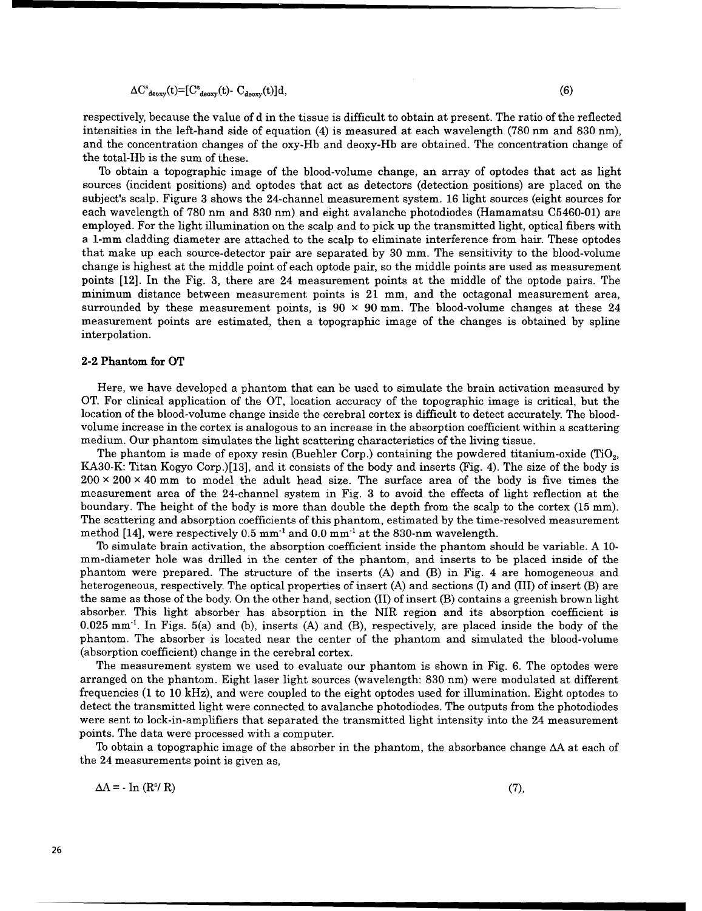$$\Delta C^{s}_{deoxy}(t)=[C^{s}_{deoxy}(t)- C_{deoxy}(t)]d, \tag{6}$$

respectively, because the value of d in the tissue is difficult to obtain at present. The ratio of the reflected intensities in the left-hand side of equation (4) is measured at each wavelength (780 nm and 830 nm), and the concentration changes of the oxy-Hb and deoxy-Hb are obtained. The concentration change of the total-Hb is the sum of these.

To obtain a topographic image of the blood-volume change, an array of optodes that act as light sources (incident positions) and optodes that act as detectors (detection positions) are placed on the subject's scalp. Figure 3 shows the 24-channel measurement system. 16 light sources (eight sources for each wavelength of 780 nm and 830 nm) and eight avalanche photodiodes (Hamamatsu C5460-01) are employed. For the light illumination on the scalp and to pick up the transmitted light, optical fibers with a 1-mm cladding diameter are attached to the scalp to eliminate interference from hair. These optodes that make up each source-detector pair are separated by 30 mm. The sensitivity to the blood-volume change is highest at the middle point of each optode pair, so the middle points are used as measurement points [12]. In the Fig. 3, there are 24 measurement points at the middle of the optode pairs. The minimum distance between measurement points is 21 mm, and the octagonal measurement area, surrounded by these measurement points, is 90 × 90 mm. The blood-volume changes at these 24 measurement points are estimated, then a topographic image of the changes is obtained by spline interpolation.

### 2-2 Phantom for OT

Here, we have developed a phantom that can be used to simulate the brain activation measured by OT. For clinical application of the OT, location accuracy of the topographic image is critical, but the location of the blood-volume change inside the cerebral cortex is difficult to detect accurately. The blood-volume increase in the cortex is analogous to an increase in the absorption coefficient within a scattering medium. Our phantom simulates the light scattering characteristics of the living tissue.

The phantom is made of epoxy resin (Buehler Corp.) containing the powdered titanium-oxide ($TiO_2$, KA30-K: Titan Kogyo Corp.)[13], and it consists of the body and inserts (Fig. 4). The size of the body is 200 × 200 × 40 mm to model the adult head size. The surface area of the body is five times the measurement area of the 24-channel system in Fig. 3 to avoid the effects of light reflection at the boundary. The height of the body is more than double the depth from the scalp to the cortex (15 mm). The scattering and absorption coefficients of this phantom, estimated by the time-resolved measurement method [14], were respectively 0.5 $mm^{-1}$ and 0.0 $mm^{-1}$ at the 830-nm wavelength.

To simulate brain activation, the absorption coefficient inside the phantom should be variable. A 10-mm-diameter hole was drilled in the center of the phantom, and inserts to be placed inside of the phantom were prepared. The structure of the inserts (A) and (B) in Fig. 4 are homogeneous and heterogeneous, respectively. The optical properties of insert (A) and sections (I) and (III) of insert (B) are the same as those of the body. On the other hand, section (II) of insert (B) contains a greenish brown light absorber. This light absorber has absorption in the NIR region and its absorption coefficient is 0.025 $mm^{-1}$. In Figs. 5(a) and (b), inserts (A) and (B), respectively, are placed inside the body of the phantom. The absorber is located near the center of the phantom and simulated the blood-volume (absorption coefficient) change in the cerebral cortex.

The measurement system we used to evaluate our phantom is shown in Fig. 6. The optodes were arranged on the phantom. Eight laser light sources (wavelength: 830 nm) were modulated at different frequencies (1 to 10 kHz), and were coupled to the eight optodes used for illumination. Eight optodes to detect the transmitted light were connected to avalanche photodiodes. The outputs from the photodiodes were sent to lock-in-amplifiers that separated the transmitted light intensity into the 24 measurement points. The data were processed with a computer.

To obtain a topographic image of the absorber in the phantom, the absorbance change $\Delta A$ at each of the 24 measurements point is given as,

$$\Delta A = - \ln (R^{s}/ R) \tag{7},$$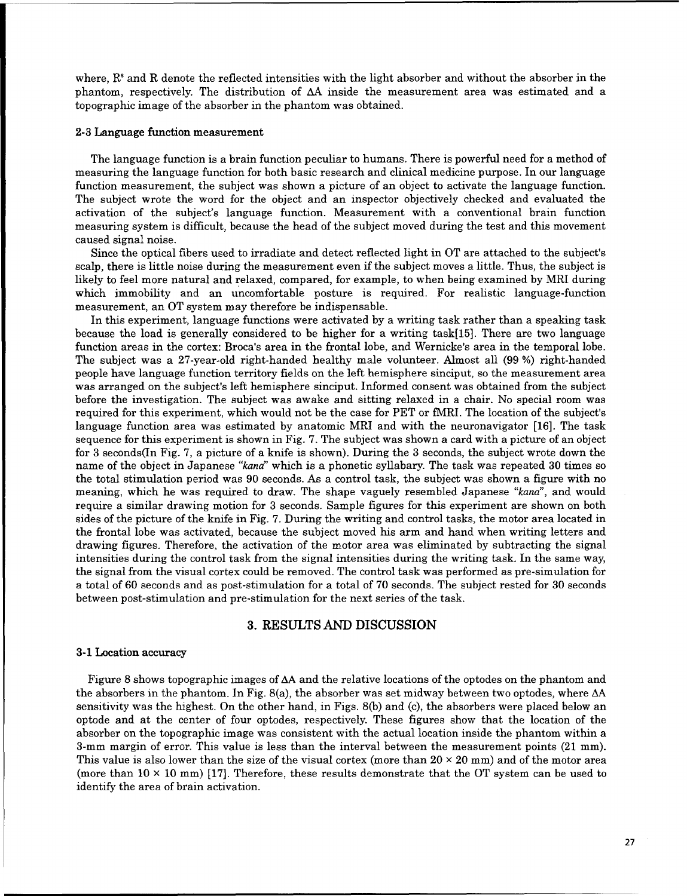where, $R^s$ and R denote the reflected intensities with the light absorber and without the absorber in the phantom, respectively. The distribution of $\Delta A$ inside the measurement area was estimated and a topographic image of the absorber in the phantom was obtained.

### 2-3 Language function measurement

The language function is a brain function peculiar to humans. There is powerful need for a method of measuring the language function for both basic research and clinical medicine purpose. In our language function measurement, the subject was shown a picture of an object to activate the language function. The subject wrote the word for the object and an inspector objectively checked and evaluated the activation of the subject's language function. Measurement with a conventional brain function measuring system is difficult, because the head of the subject moved during the test and this movement caused signal noise.

Since the optical fibers used to irradiate and detect reflected light in OT are attached to the subject's scalp, there is little noise during the measurement even if the subject moves a little. Thus, the subject is likely to feel more natural and relaxed, compared, for example, to when being examined by MRI during which immobility and an uncomfortable posture is required. For realistic language-function measurement, an OT system may therefore be indispensable.

In this experiment, language functions were activated by a writing task rather than a speaking task because the load is generally considered to be higher for a writing task[15]. There are two language function areas in the cortex: Broca's area in the frontal lobe, and Wernicke's area in the temporal lobe. The subject was a 27-year-old right-handed healthy male volunteer. Almost all (99 %) right-handed people have language function territory fields on the left hemisphere sinciput, so the measurement area was arranged on the subject's left hemisphere sinciput. Informed consent was obtained from the subject before the investigation. The subject was awake and sitting relaxed in a chair. No special room was required for this experiment, which would not be the case for PET or fMRI. The location of the subject's language function area was estimated by anatomic MRI and with the neuronavigator [16]. The task sequence for this experiment is shown in Fig. 7. The subject was shown a card with a picture of an object for 3 seconds(In Fig. 7, a picture of a knife is shown). During the 3 seconds, the subject wrote down the name of the object in Japanese *"kana"* which is a phonetic syllabary. The task was repeated 30 times so the total stimulation period was 90 seconds. As a control task, the subject was shown a figure with no meaning, which he was required to draw. The shape vaguely resembled Japanese *"kana"*, and would require a similar drawing motion for 3 seconds. Sample figures for this experiment are shown on both sides of the picture of the knife in Fig. 7. During the writing and control tasks, the motor area located in the frontal lobe was activated, because the subject moved his arm and hand when writing letters and drawing figures. Therefore, the activation of the motor area was eliminated by subtracting the signal intensities during the control task from the signal intensities during the writing task. In the same way, the signal from the visual cortex could be removed. The control task was performed as pre-simulation for a total of 60 seconds and as post-stimulation for a total of 70 seconds. The subject rested for 30 seconds between post-stimulation and pre-stimulation for the next series of the task.

## 3. RESULTS AND DISCUSSION

### 3-1 Location accuracy

Figure 8 shows topographic images of $\Delta A$ and the relative locations of the optodes on the phantom and the absorbers in the phantom. In Fig. 8(a), the absorber was set midway between two optodes, where $\Delta A$ sensitivity was the highest. On the other hand, in Figs. 8(b) and (c), the absorbers were placed below an optode and at the center of four optodes, respectively. These figures show that the location of the absorber on the topographic image was consistent with the actual location inside the phantom within a 3-mm margin of error. This value is less than the interval between the measurement points (21 mm). This value is also lower than the size of the visual cortex (more than $20 \times 20$ mm) and of the motor area (more than $10 \times 10$ mm) [17]. Therefore, these results demonstrate that the OT system can be used to identify the area of brain activation.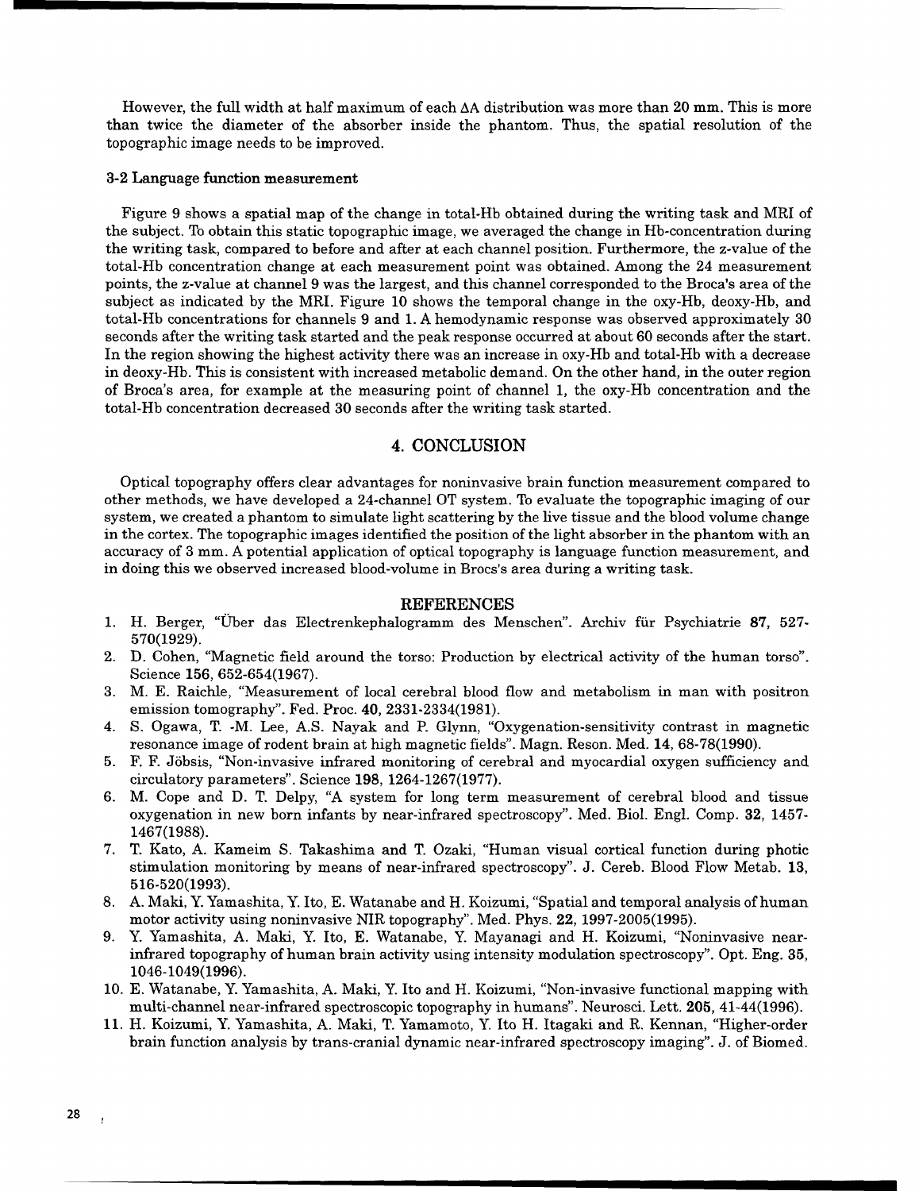However, the full width at half maximum of each ΔA distribution was more than 20 mm. This is more than twice the diameter of the absorber inside the phantom. Thus, the spatial resolution of the topographic image needs to be improved.

### 3-2 Language function measurement

Figure 9 shows a spatial map of the change in total-Hb obtained during the writing task and MRI of the subject. To obtain this static topographic image, we averaged the change in Hb-concentration during the writing task, compared to before and after at each channel position. Furthermore, the z-value of the total-Hb concentration change at each measurement point was obtained. Among the 24 measurement points, the z-value at channel 9 was the largest, and this channel corresponded to the Broca's area of the subject as indicated by the MRI. Figure 10 shows the temporal change in the oxy-Hb, deoxy-Hb, and total-Hb concentrations for channels 9 and 1. A hemodynamic response was observed approximately 30 seconds after the writing task started and the peak response occurred at about 60 seconds after the start. In the region showing the highest activity there was an increase in oxy-Hb and total-Hb with a decrease in deoxy-Hb. This is consistent with increased metabolic demand. On the other hand, in the outer region of Broca's area, for example at the measuring point of channel 1, the oxy-Hb concentration and the total-Hb concentration decreased 30 seconds after the writing task started.

## 4. CONCLUSION

Optical topography offers clear advantages for noninvasive brain function measurement compared to other methods, we have developed a 24-channel OT system. To evaluate the topographic imaging of our system, we created a phantom to simulate light scattering by the live tissue and the blood volume change in the cortex. The topographic images identified the position of the light absorber in the phantom with an accuracy of 3 mm. A potential application of optical topography is language function measurement, and in doing this we observed increased blood-volume in Brocs's area during a writing task.

## REFERENCES

1. H. Berger, "Über das Electrenkephalogramm des Menschen". Archiv für Psychiatrie **87**, 527-570(1929).
2. D. Cohen, "Magnetic field around the torso: Production by electrical activity of the human torso". Science **156**, 652-654(1967).
3. M. E. Raichle, "Measurement of local cerebral blood flow and metabolism in man with positron emission tomography". Fed. Proc. **40**, 2331-2334(1981).
4. S. Ogawa, T. -M. Lee, A.S. Nayak and P. Glynn, "Oxygenation-sensitivity contrast in magnetic resonance image of rodent brain at high magnetic fields". Magn. Reson. Med. **14**, 68-78(1990).
5. F. F. Jöbsis, "Non-invasive infrared monitoring of cerebral and myocardial oxygen sufficiency and circulatory parameters". Science **198**, 1264-1267(1977).
6. M. Cope and D. T. Delpy, "A system for long term measurement of cerebral blood and tissue oxygenation in new born infants by near-infrared spectroscopy". Med. Biol. Engl. Comp. **32**, 1457-1467(1988).
7. T. Kato, A. Kameim S. Takashima and T. Ozaki, "Human visual cortical function during photic stimulation monitoring by means of near-infrared spectroscopy". J. Cereb. Blood Flow Metab. **13**, 516-520(1993).
8. A. Maki, Y. Yamashita, Y. Ito, E. Watanabe and H. Koizumi, "Spatial and temporal analysis of human motor activity using noninvasive NIR topography". Med. Phys. **22**, 1997-2005(1995).
9. Y. Yamashita, A. Maki, Y. Ito, E. Watanabe, Y. Mayanagi and H. Koizumi, "Noninvasive near-infrared topography of human brain activity using intensity modulation spectroscopy". Opt. Eng. **35**, 1046-1049(1996).
10. E. Watanabe, Y. Yamashita, A. Maki, Y. Ito and H. Koizumi, "Non-invasive functional mapping with multi-channel near-infrared spectroscopic topography in humans". Neurosci. Lett. **205**, 41-44(1996).
11. H. Koizumi, Y. Yamashita, A. Maki, T. Yamamoto, Y. Ito H. Itagaki and R. Kennan, "Higher-order brain function analysis by trans-cranial dynamic near-infrared spectroscopy imaging". J. of Biomed.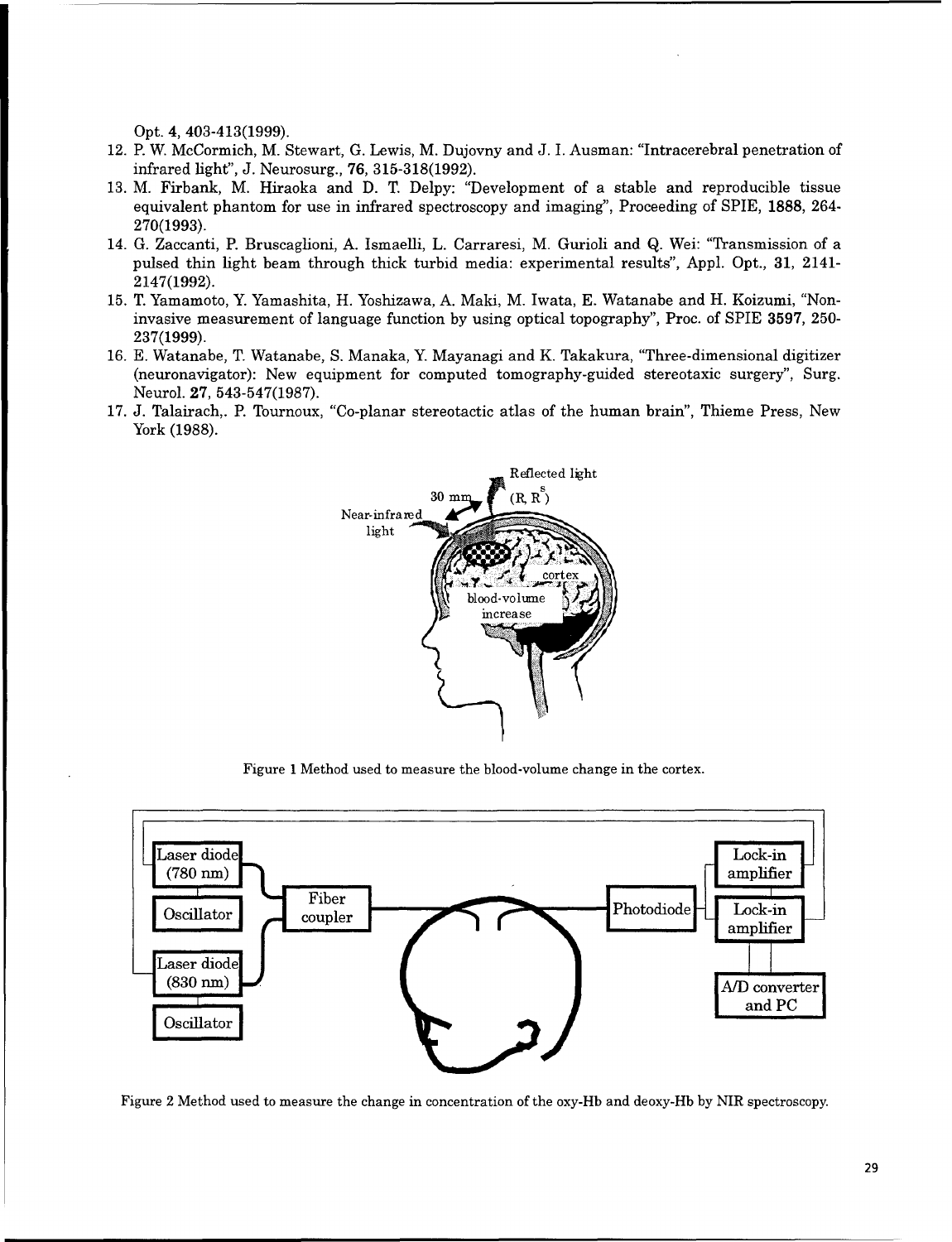Opt. **4**, 403-413(1999).

12. P. W. McCormich, M. Stewart, G. Lewis, M. Dujovny and J. I. Ausman: "Intracerebral penetration of infrared light", J. Neurosurg., **76**, 315-318(1992).
13. M. Firbank, M. Hiraoka and D. T. Delpy: "Development of a stable and reproducible tissue equivalent phantom for use in infrared spectroscopy and imaging", Proceeding of SPIE, **1888**, 264-270(1993).
14. G. Zaccanti, P. Bruscaglioni, A. Ismaelli, L. Carraresi, M. Gurioli and Q. Wei: "Transmission of a pulsed thin light beam through thick turbid media: experimental results", Appl. Opt., **31**, 2141-2147(1992).
15. T. Yamamoto, Y. Yamashita, H. Yoshizawa, A. Maki, M. Iwata, E. Watanabe and H. Koizumi, "Non-invasive measurement of language function by using optical topography", Proc. of SPIE **3597**, 250-237(1999).
16. E. Watanabe, T. Watanabe, S. Manaka, Y. Mayanagi and K. Takakura, "Three-dimensional digitizer (neuronavigator): New equipment for computed tomography-guided stereotaxic surgery", Surg. Neurol. **27**, 543-547(1987).
17. J. Talairach,. P. Tournoux, "Co-planar stereotactic atlas of the human brain", Thieme Press, New York (1988).

Figure 1 Method used to measure the blood-volume change in the cortex.

Figure 2 Method used to measure the change in concentration of the oxy-Hb and deoxy-Hb by NIR spectroscopy.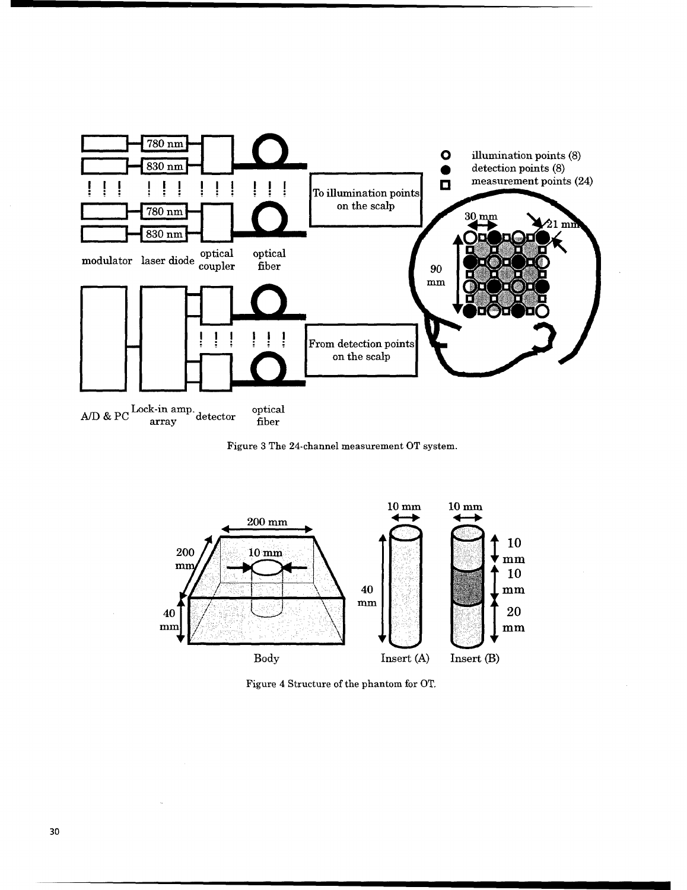Figure 3 The 24-channel measurement OT system.

Figure 4 Structure of the phantom for OT.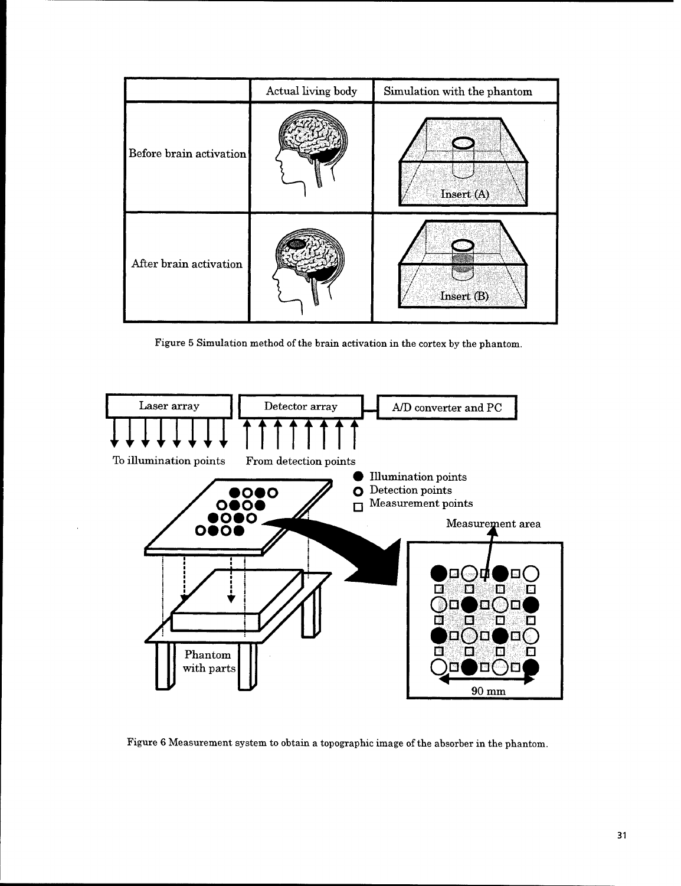| | Actual living body | Simulation with the phantom |
|---|---|---|
| Before brain activation | | Insert (A) |
| After brain activation | | Insert (B) |

Figure 5 Simulation method of the brain activation in the cortex by the phantom.

Figure 6 Measurement system to obtain a topographic image of the absorber in the phantom.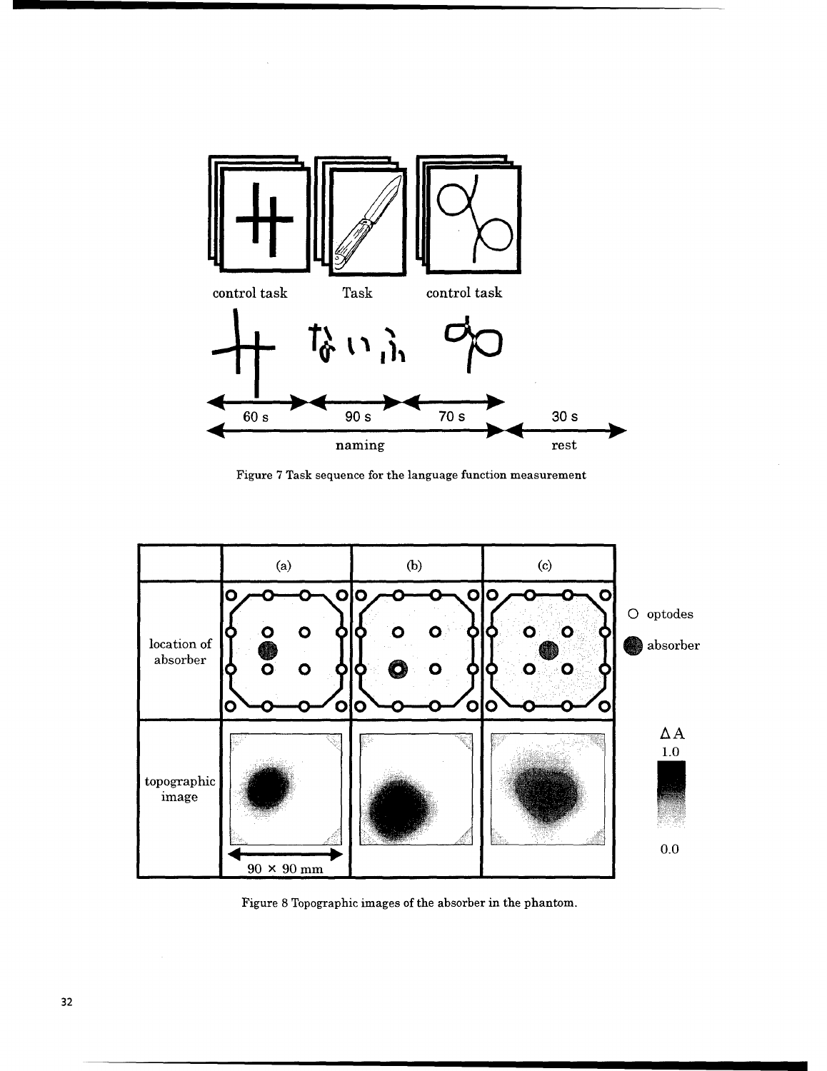Figure 7 Task sequence for the language function measurement

Figure 8 Topographic images of the absorber in the phantom.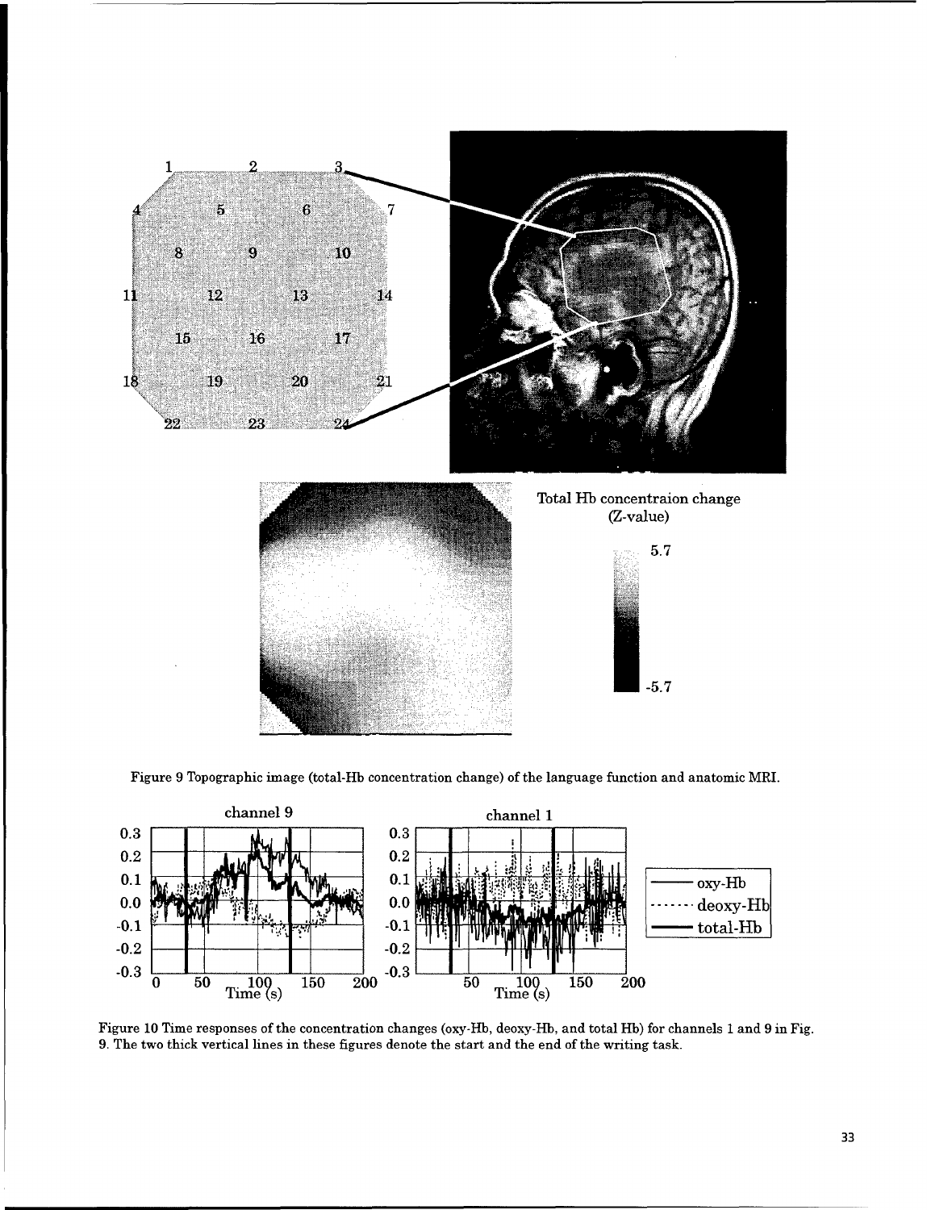1 2 3
4 5 6 7
8 9 10
11 12 13 14
15 16 17
18 19 20 21
22 23 24

Total Hb concentraion change
(Z-value)

5.7

-5.7

Figure 9 Topographic image (total-Hb concentration change) of the language function and anatomic MRI.

channel 9

0.3
0.2
0.1
0.0
-0.1
-0.2
-0.3

0 50 100 150 200
Time (s)

channel 1

0.3
0.2
0.1
0.0
-0.1
-0.2
-0.3

50 100 150 200
Time (s)

oxy-Hb
deoxy-Hb
total-Hb

Figure 10 Time responses of the concentration changes (oxy-Hb, deoxy-Hb, and total Hb) for channels 1 and 9 in Fig. 9. The two thick vertical lines in these figures denote the start and the end of the writing task.